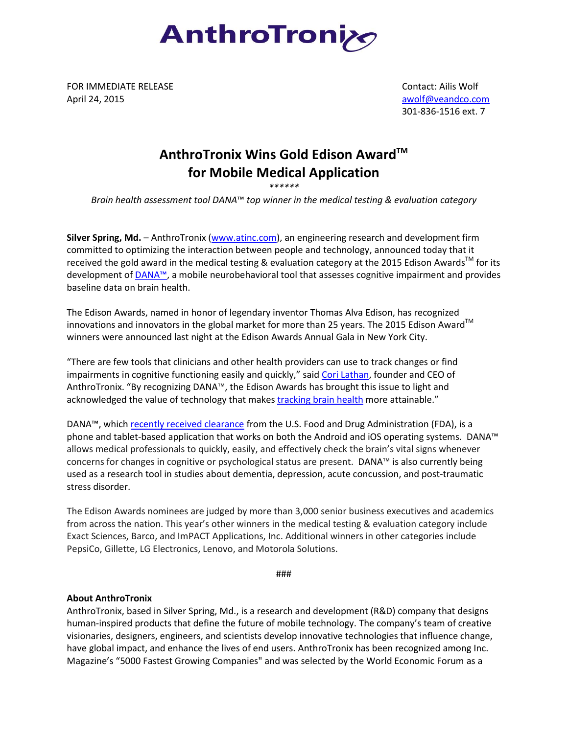AnthroTronix

FOR IMMEDIATE RELEASE
April 24, 2015

Contact: Ailis Wolf
awolf@veandco.com
301-836-1516 ext. 7

# AnthroTronix Wins Gold Edison Award™ for Mobile Medical Application

******

*Brain health assessment tool DANA™ top winner in the medical testing & evaluation category*

**Silver Spring, Md.** – AnthroTronix (www.atinc.com), an engineering research and development firm committed to optimizing the interaction between people and technology, announced today that it received the gold award in the medical testing & evaluation category at the 2015 Edison Awards™ for its development of DANA™, a mobile neurobehavioral tool that assesses cognitive impairment and provides baseline data on brain health.

The Edison Awards, named in honor of legendary inventor Thomas Alva Edison, has recognized innovations and innovators in the global market for more than 25 years. The 2015 Edison Award™ winners were announced last night at the Edison Awards Annual Gala in New York City.

"There are few tools that clinicians and other health providers can use to track changes or find impairments in cognitive functioning easily and quickly," said Cori Lathan, founder and CEO of AnthroTronix. "By recognizing DANA™, the Edison Awards has brought this issue to light and acknowledged the value of technology that makes tracking brain health more attainable."

DANA™, which recently received clearance from the U.S. Food and Drug Administration (FDA), is a phone and tablet-based application that works on both the Android and iOS operating systems. DANA™ allows medical professionals to quickly, easily, and effectively check the brain's vital signs whenever concerns for changes in cognitive or psychological status are present. DANA™ is also currently being used as a research tool in studies about dementia, depression, acute concussion, and post-traumatic stress disorder.

The Edison Awards nominees are judged by more than 3,000 senior business executives and academics from across the nation. This year's other winners in the medical testing & evaluation category include Exact Sciences, Barco, and ImPACT Applications, Inc. Additional winners in other categories include PepsiCo, Gillette, LG Electronics, Lenovo, and Motorola Solutions.

###

**About AnthroTronix**

AnthroTronix, based in Silver Spring, Md., is a research and development (R&D) company that designs human-inspired products that define the future of mobile technology. The company's team of creative visionaries, designers, engineers, and scientists develop innovative technologies that influence change, have global impact, and enhance the lives of end users. AnthroTronix has been recognized among Inc. Magazine's "5000 Fastest Growing Companies" and was selected by the World Economic Forum as a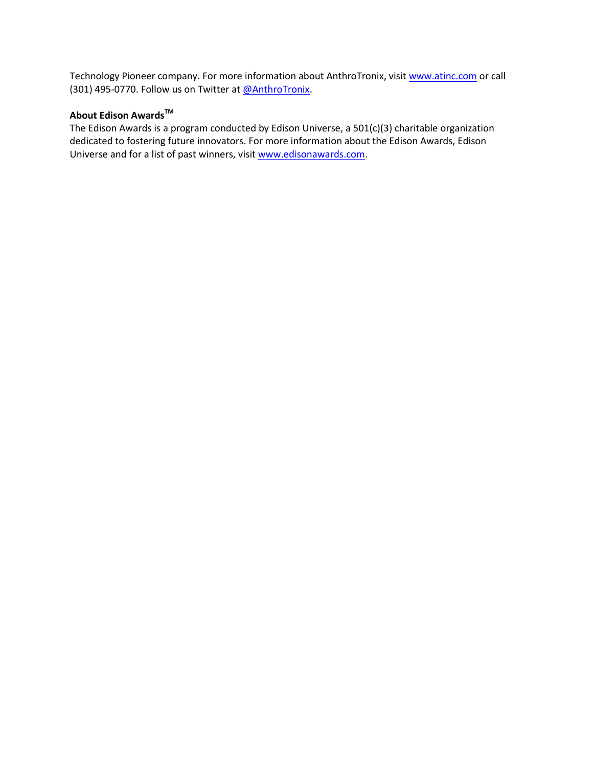Technology Pioneer company. For more information about AnthroTronix, visit www.atinc.com or call (301) 495-0770. Follow us on Twitter at @AnthroTronix.

**About Edison Awards™**

The Edison Awards is a program conducted by Edison Universe, a 501(c)(3) charitable organization dedicated to fostering future innovators. For more information about the Edison Awards, Edison Universe and for a list of past winners, visit www.edisonawards.com.